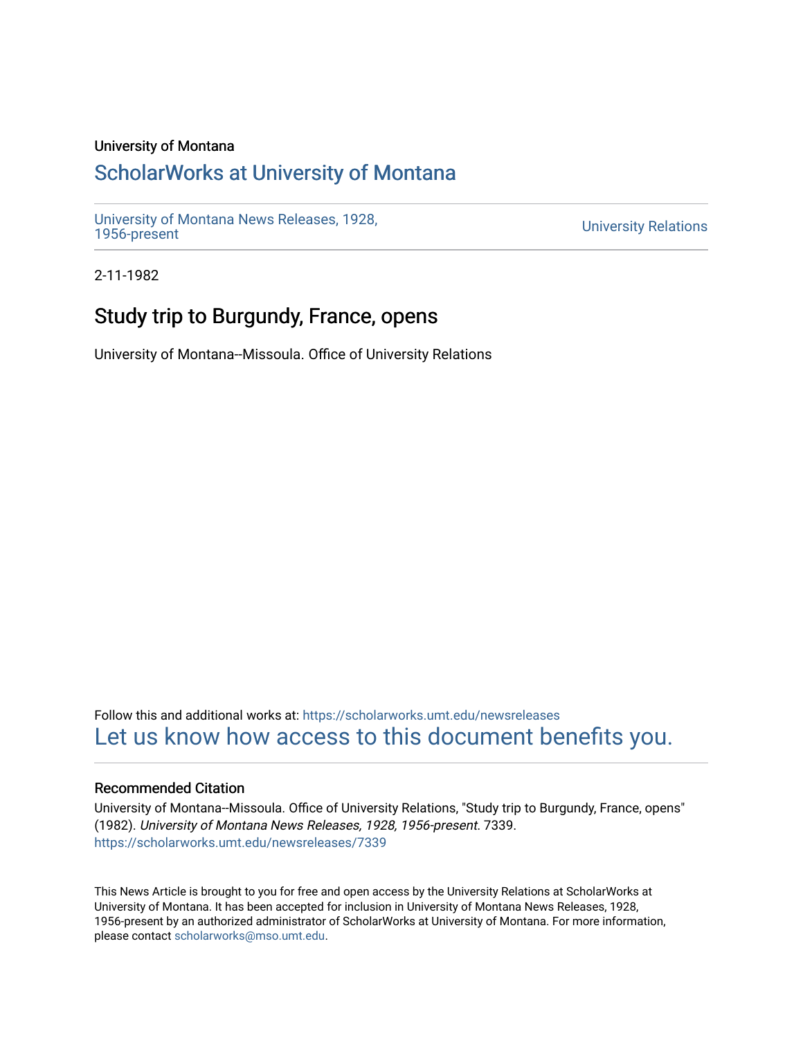University of Montana

# ScholarWorks at University of Montana

University of Montana News Releases, 1928, 1956-present

University Relations

2-11-1982

## Study trip to Burgundy, France, opens

University of Montana--Missoula. Office of University Relations

Follow this and additional works at: https://scholarworks.umt.edu/newsreleases

Let us know how access to this document benefits you.

### Recommended Citation

University of Montana--Missoula. Office of University Relations, "Study trip to Burgundy, France, opens" (1982). *University of Montana News Releases, 1928, 1956-present*. 7339.
https://scholarworks.umt.edu/newsreleases/7339

This News Article is brought to you for free and open access by the University Relations at ScholarWorks at University of Montana. It has been accepted for inclusion in University of Montana News Releases, 1928, 1956-present by an authorized administrator of ScholarWorks at University of Montana. For more information, please contact scholarworks@mso.umt.edu.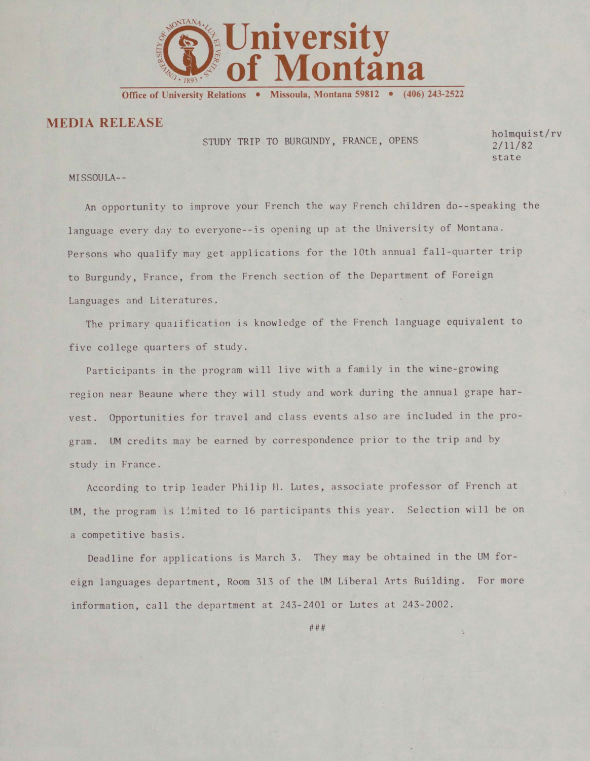# University of Montana

**Office of University Relations • Missoula, Montana 59812 • (406) 243-2522**

## MEDIA RELEASE

STUDY TRIP TO BURGUNDY, FRANCE, OPENS

holmquist/rv
2/11/82
state

MISSOULA--

An opportunity to improve your French the way French children do--speaking the language every day to everyone--is opening up at the University of Montana. Persons who qualify may get applications for the 10th annual fall-quarter trip to Burgundy, France, from the French section of the Department of Foreign Languages and Literatures.

The primary qualification is knowledge of the French language equivalent to five college quarters of study.

Participants in the program will live with a family in the wine-growing region near Beaune where they will study and work during the annual grape harvest. Opportunities for travel and class events also are included in the program. UM credits may be earned by correspondence prior to the trip and by study in France.

According to trip leader Philip H. Lutes, associate professor of French at UM, the program is limited to 16 participants this year. Selection will be on a competitive basis.

Deadline for applications is March 3. They may be obtained in the UM foreign languages department, Room 313 of the UM Liberal Arts Building. For more information, call the department at 243-2401 or Lutes at 243-2002.

###